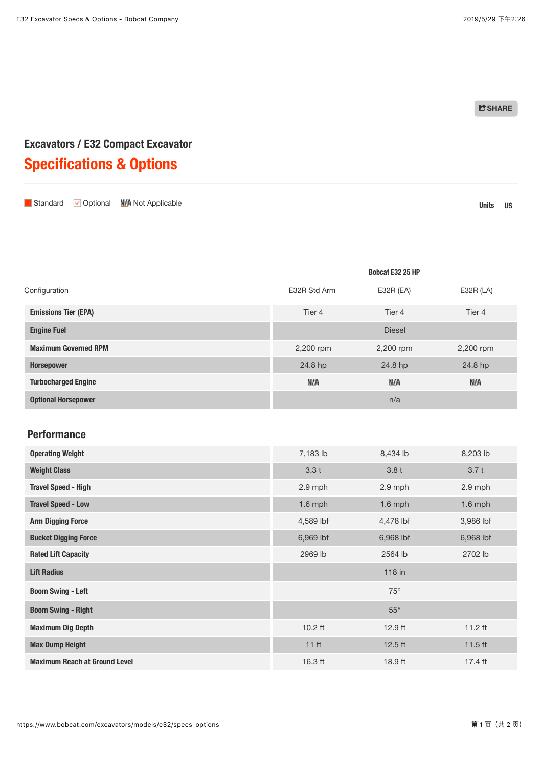Excavators / E32 Compact Excavator

# Specifications & Options

Standard | Optional | N/A Not Applicable

Units US

| Configuration | Bobcat E32 25 HP | | |
|---|---|---|---|
| | E32R Std Arm | E32R (EA) | E32R (LA) |
| **Emissions Tier (EPA)** | Tier 4 | Tier 4 | Tier 4 |
| **Engine Fuel** | | Diesel | |
| **Maximum Governed RPM** | 2,200 rpm | 2,200 rpm | 2,200 rpm |
| **Horsepower** | 24.8 hp | 24.8 hp | 24.8 hp |
| **Turbocharged Engine** | N/A | N/A | N/A |
| **Optional Horsepower** | | n/a | |

## Performance

| | E32R Std Arm | E32R (EA) | E32R (LA) |
|---|---|---|---|
| **Operating Weight** | 7,183 lb | 8,434 lb | 8,203 lb |
| **Weight Class** | 3.3 t | 3.8 t | 3.7 t |
| **Travel Speed - High** | 2.9 mph | 2.9 mph | 2.9 mph |
| **Travel Speed - Low** | 1.6 mph | 1.6 mph | 1.6 mph |
| **Arm Digging Force** | 4,589 lbf | 4,478 lbf | 3,986 lbf |
| **Bucket Digging Force** | 6,969 lbf | 6,968 lbf | 6,968 lbf |
| **Rated Lift Capacity** | 2969 lb | 2564 lb | 2702 lb |
| **Lift Radius** | | 118 in | |
| **Boom Swing - Left** | | 75° | |
| **Boom Swing - Right** | | 55° | |
| **Maximum Dig Depth** | 10.2 ft | 12.9 ft | 11.2 ft |
| **Max Dump Height** | 11 ft | 12.5 ft | 11.5 ft |
| **Maximum Reach at Ground Level** | 16.3 ft | 18.9 ft | 17.4 ft |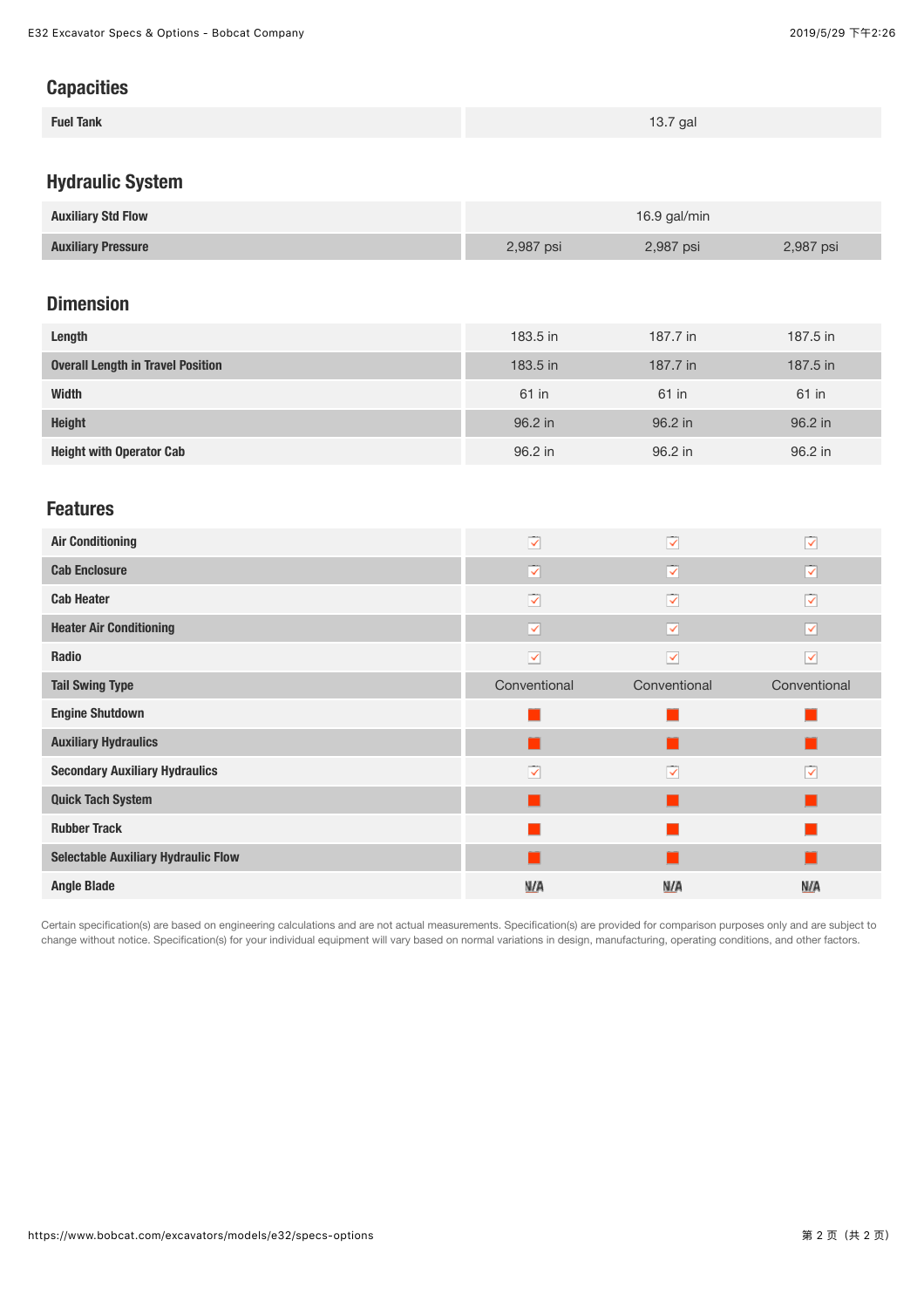## Capacities

| | | | |
|---|---|---|---|
| **Fuel Tank** | 13.7 gal | | |

## Hydraulic System

| | | | |
|---|---|---|---|
| **Auxiliary Std Flow** | 16.9 gal/min | | |
| **Auxiliary Pressure** | 2,987 psi | 2,987 psi | 2,987 psi |

## Dimension

| | | | |
|---|---|---|---|
| **Length** | 183.5 in | 187.7 in | 187.5 in |
| **Overall Length in Travel Position** | 183.5 in | 187.7 in | 187.5 in |
| **Width** | 61 in | 61 in | 61 in |
| **Height** | 96.2 in | 96.2 in | 96.2 in |
| **Height with Operator Cab** | 96.2 in | 96.2 in | 96.2 in |

## Features

| | | | |
|---|---|---|---|
| **Air Conditioning** | ☑ | ☑ | ☑ |
| **Cab Enclosure** | ☑ | ☑ | ☑ |
| **Cab Heater** | ☑ | ☑ | ☑ |
| **Heater Air Conditioning** | ☑ | ☑ | ☑ |
| **Radio** | ☑ | ☑ | ☑ |
| **Tail Swing Type** | Conventional | Conventional | Conventional |
| **Engine Shutdown** | ■ | ■ | ■ |
| **Auxiliary Hydraulics** | ■ | ■ | ■ |
| **Secondary Auxiliary Hydraulics** | ☑ | ☑ | ☑ |
| **Quick Tach System** | ■ | ■ | ■ |
| **Rubber Track** | ■ | ■ | ■ |
| **Selectable Auxiliary Hydraulic Flow** | ■ | ■ | ■ |
| **Angle Blade** | N/A | N/A | N/A |

Certain specification(s) are based on engineering calculations and are not actual measurements. Specification(s) are provided for comparison purposes only and are subject to change without notice. Specification(s) for your individual equipment will vary based on normal variations in design, manufacturing, operating conditions, and other factors.